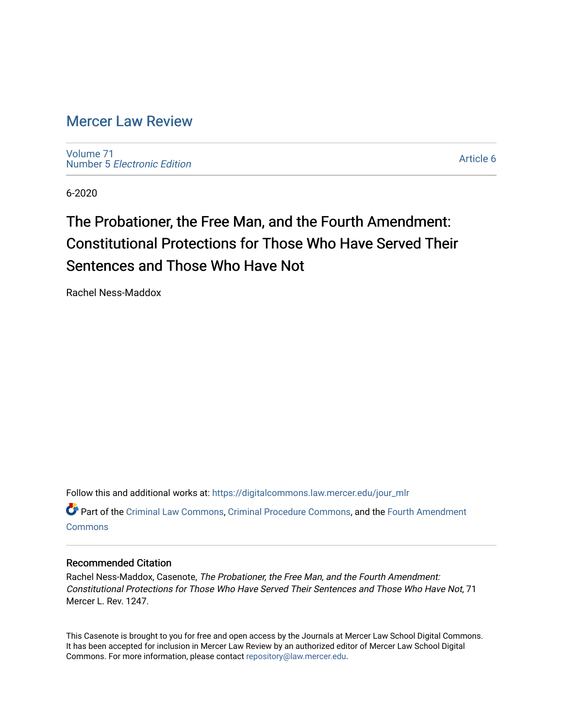# Mercer Law Review

Volume 71
Number 5 *Electronic Edition*

Article 6

6-2020

## The Probationer, the Free Man, and the Fourth Amendment: Constitutional Protections for Those Who Have Served Their Sentences and Those Who Have Not

Rachel Ness-Maddox

Follow this and additional works at: https://digitalcommons.law.mercer.edu/jour_mlr

Part of the Criminal Law Commons, Criminal Procedure Commons, and the Fourth Amendment Commons

### Recommended Citation

Rachel Ness-Maddox, Casenote, *The Probationer, the Free Man, and the Fourth Amendment: Constitutional Protections for Those Who Have Served Their Sentences and Those Who Have Not*, 71 Mercer L. Rev. 1247.

This Casenote is brought to you for free and open access by the Journals at Mercer Law School Digital Commons. It has been accepted for inclusion in Mercer Law Review by an authorized editor of Mercer Law School Digital Commons. For more information, please contact repository@law.mercer.edu.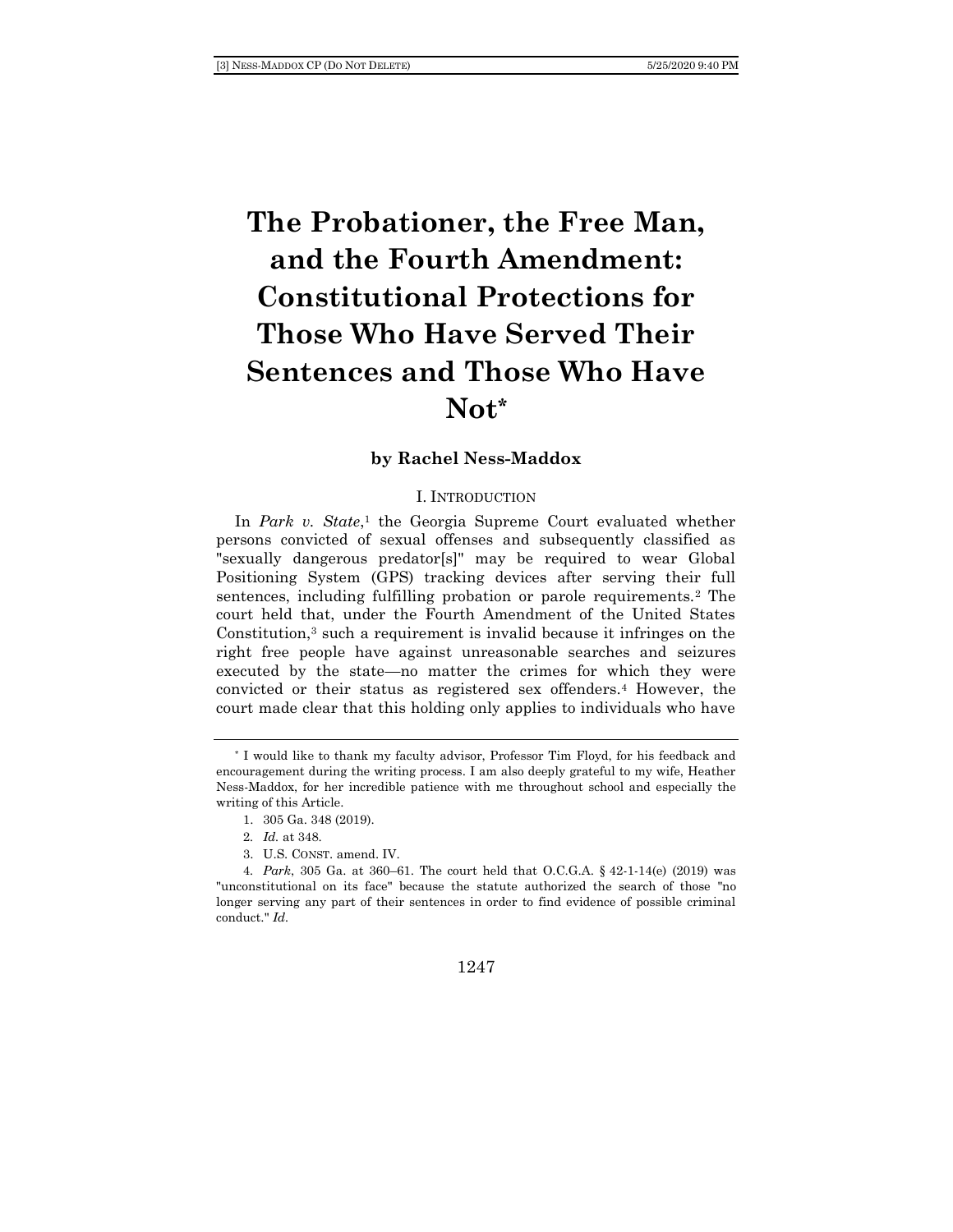# The Probationer, the Free Man, and the Fourth Amendment: Constitutional Protections for Those Who Have Served Their Sentences and Those Who Have Not*

**by Rachel Ness-Maddox**

## I. INTRODUCTION

In *Park v. State*,[1] the Georgia Supreme Court evaluated whether persons convicted of sexual offenses and subsequently classified as "sexually dangerous predator[s]" may be required to wear Global Positioning System (GPS) tracking devices after serving their full sentences, including fulfilling probation or parole requirements.[2] The court held that, under the Fourth Amendment of the United States Constitution,[3] such a requirement is invalid because it infringes on the right free people have against unreasonable searches and seizures executed by the state—no matter the crimes for which they were convicted or their status as registered sex offenders.[4] However, the court made clear that this holding only applies to individuals who have

---

\* I would like to thank my faculty advisor, Professor Tim Floyd, for his feedback and encouragement during the writing process. I am also deeply grateful to my wife, Heather Ness-Maddox, for her incredible patience with me throughout school and especially the writing of this Article.

1. 305 Ga. 348 (2019).

2. *Id.* at 348.

3. U.S. CONST. amend. IV.

4. *Park*, 305 Ga. at 360–61. The court held that O.C.G.A. § 42-1-14(e) (2019) was "unconstitutional on its face" because the statute authorized the search of those "no longer serving any part of their sentences in order to find evidence of possible criminal conduct." *Id.*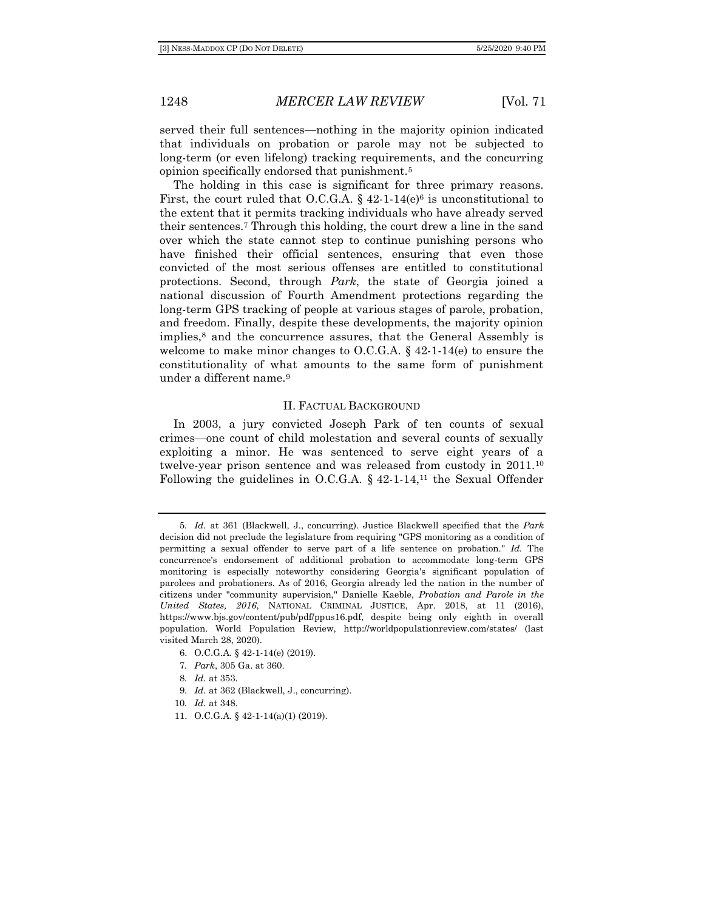served their full sentences—nothing in the majority opinion indicated that individuals on probation or parole may not be subjected to long-term (or even lifelong) tracking requirements, and the concurring opinion specifically endorsed that punishment.[5]

The holding in this case is significant for three primary reasons. First, the court ruled that O.C.G.A. § 42-1-14(e)[6] is unconstitutional to the extent that it permits tracking individuals who have already served their sentences.[7] Through this holding, the court drew a line in the sand over which the state cannot step to continue punishing persons who have finished their official sentences, ensuring that even those convicted of the most serious offenses are entitled to constitutional protections. Second, through *Park*, the state of Georgia joined a national discussion of Fourth Amendment protections regarding the long-term GPS tracking of people at various stages of parole, probation, and freedom. Finally, despite these developments, the majority opinion implies,[8] and the concurrence assures, that the General Assembly is welcome to make minor changes to O.C.G.A. § 42-1-14(e) to ensure the constitutionality of what amounts to the same form of punishment under a different name.[9]

## II. Factual Background

In 2003, a jury convicted Joseph Park of ten counts of sexual crimes—one count of child molestation and several counts of sexually exploiting a minor. He was sentenced to serve eight years of a twelve-year prison sentence and was released from custody in 2011.[10] Following the guidelines in O.C.G.A. § 42-1-14,[11] the Sexual Offender

---

5. *Id.* at 361 (Blackwell, J., concurring). Justice Blackwell specified that the *Park* decision did not preclude the legislature from requiring "GPS monitoring as a condition of permitting a sexual offender to serve part of a life sentence on probation." *Id.* The concurrence's endorsement of additional probation to accommodate long-term GPS monitoring is especially noteworthy considering Georgia's significant population of parolees and probationers. As of 2016, Georgia already led the nation in the number of citizens under "community supervision," Danielle Kaeble, *Probation and Parole in the United States, 2016*, NATIONAL CRIMINAL JUSTICE, Apr. 2018, at 11 (2016), https://www.bjs.gov/content/pub/pdf/ppus16.pdf, despite being only eighth in overall population. World Population Review, http://worldpopulationreview.com/states/ (last visited March 28, 2020).

6. O.C.G.A. § 42-1-14(e) (2019).

7. *Park*, 305 Ga. at 360.

8. *Id.* at 353.

9. *Id.* at 362 (Blackwell, J., concurring).

10. *Id.* at 348.

11. O.C.G.A. § 42-1-14(a)(1) (2019).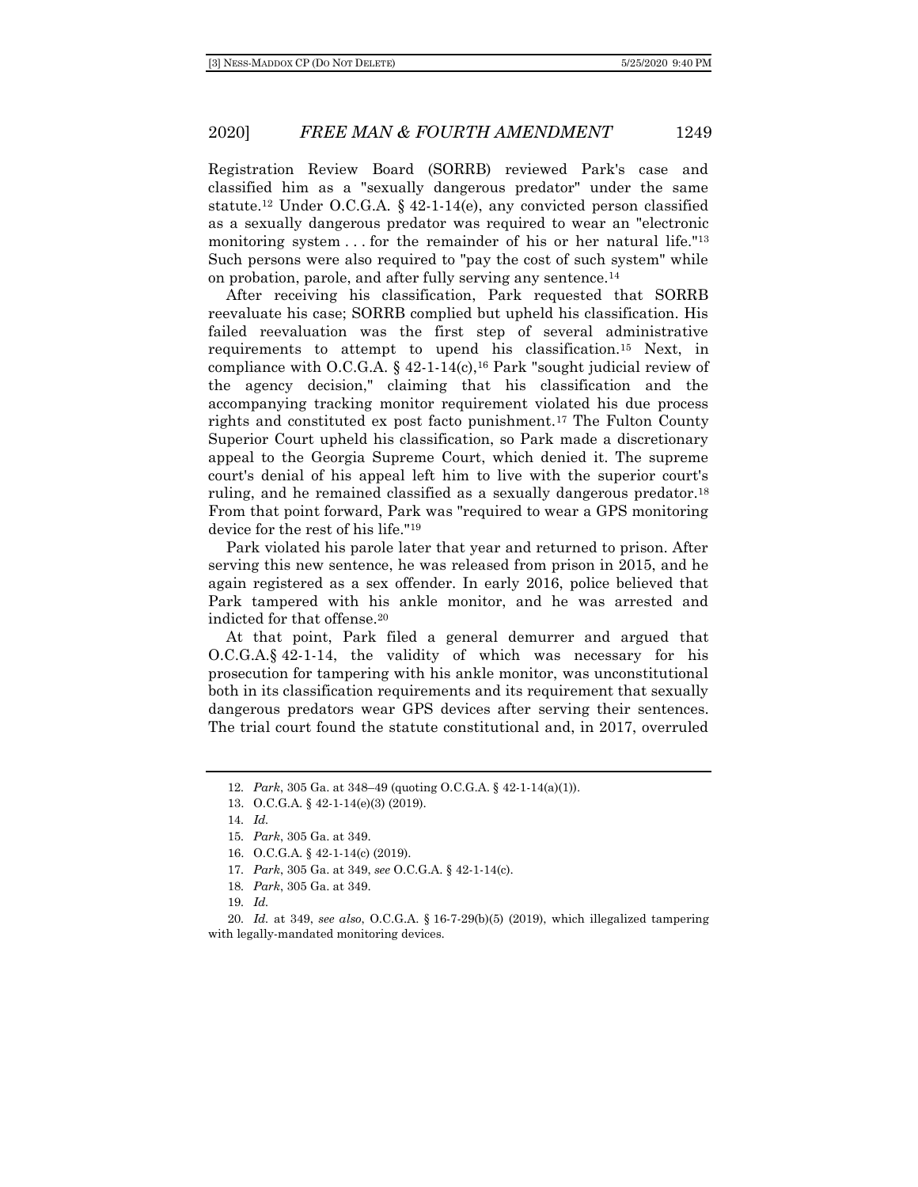Registration Review Board (SORRB) reviewed Park's case and classified him as a "sexually dangerous predator" under the same statute.[12] Under O.C.G.A. § 42-1-14(e), any convicted person classified as a sexually dangerous predator was required to wear an "electronic monitoring system . . . for the remainder of his or her natural life."[13] Such persons were also required to "pay the cost of such system" while on probation, parole, and after fully serving any sentence.[14]

After receiving his classification, Park requested that SORRB reevaluate his case; SORRB complied but upheld his classification. His failed reevaluation was the first step of several administrative requirements to attempt to upend his classification.[15] Next, in compliance with O.C.G.A. § 42-1-14(c),[16] Park "sought judicial review of the agency decision," claiming that his classification and the accompanying tracking monitor requirement violated his due process rights and constituted ex post facto punishment.[17] The Fulton County Superior Court upheld his classification, so Park made a discretionary appeal to the Georgia Supreme Court, which denied it. The supreme court's denial of his appeal left him to live with the superior court's ruling, and he remained classified as a sexually dangerous predator.[18] From that point forward, Park was "required to wear a GPS monitoring device for the rest of his life."[19]

Park violated his parole later that year and returned to prison. After serving this new sentence, he was released from prison in 2015, and he again registered as a sex offender. In early 2016, police believed that Park tampered with his ankle monitor, and he was arrested and indicted for that offense.[20]

At that point, Park filed a general demurrer and argued that O.C.G.A.§ 42-1-14, the validity of which was necessary for his prosecution for tampering with his ankle monitor, was unconstitutional both in its classification requirements and its requirement that sexually dangerous predators wear GPS devices after serving their sentences. The trial court found the statute constitutional and, in 2017, overruled

---

12. *Park*, 305 Ga. at 348–49 (quoting O.C.G.A. § 42-1-14(a)(1)).

13. O.C.G.A. § 42-1-14(e)(3) (2019).

14. *Id.*

15. *Park*, 305 Ga. at 349.

16. O.C.G.A. § 42-1-14(c) (2019).

17. *Park*, 305 Ga. at 349, *see* O.C.G.A. § 42-1-14(c).

18. *Park*, 305 Ga. at 349.

19. *Id.*

20. *Id.* at 349, *see also*, O.C.G.A. § 16-7-29(b)(5) (2019), which illegalized tampering with legally-mandated monitoring devices.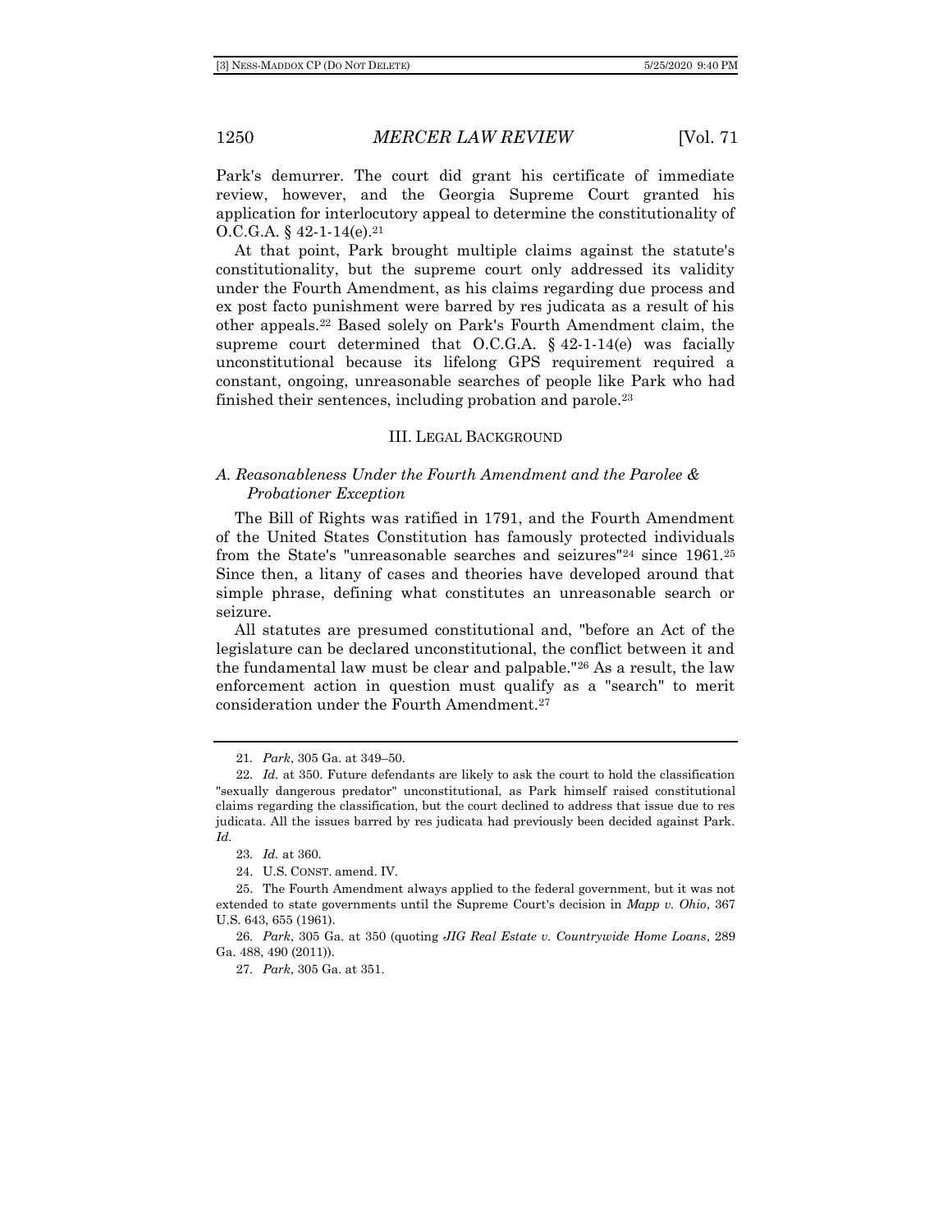Park's demurrer. The court did grant his certificate of immediate review, however, and the Georgia Supreme Court granted his application for interlocutory appeal to determine the constitutionality of O.C.G.A. § 42-1-14(e).[21]

At that point, Park brought multiple claims against the statute's constitutionality, but the supreme court only addressed its validity under the Fourth Amendment, as his claims regarding due process and ex post facto punishment were barred by res judicata as a result of his other appeals.[22] Based solely on Park's Fourth Amendment claim, the supreme court determined that O.C.G.A. § 42-1-14(e) was facially unconstitutional because its lifelong GPS requirement required a constant, ongoing, unreasonable searches of people like Park who had finished their sentences, including probation and parole.[23]

## III. Legal Background

### A. *Reasonableness Under the Fourth Amendment and the Parolee & Probationer Exception*

The Bill of Rights was ratified in 1791, and the Fourth Amendment of the United States Constitution has famously protected individuals from the State's "unreasonable searches and seizures"[24] since 1961.[25] Since then, a litany of cases and theories have developed around that simple phrase, defining what constitutes an unreasonable search or seizure.

All statutes are presumed constitutional and, "before an Act of the legislature can be declared unconstitutional, the conflict between it and the fundamental law must be clear and palpable."[26] As a result, the law enforcement action in question must qualify as a "search" to merit consideration under the Fourth Amendment.[27]

---

21. *Park*, 305 Ga. at 349–50.

22. *Id.* at 350. Future defendants are likely to ask the court to hold the classification "sexually dangerous predator" unconstitutional, as Park himself raised constitutional claims regarding the classification, but the court declined to address that issue due to res judicata. All the issues barred by res judicata had previously been decided against Park. *Id.*

23. *Id.* at 360.

24. U.S. CONST. amend. IV.

25. The Fourth Amendment always applied to the federal government, but it was not extended to state governments until the Supreme Court's decision in *Mapp v. Ohio*, 367 U.S. 643, 655 (1961).

26. *Park*, 305 Ga. at 350 (quoting *JIG Real Estate v. Countrywide Home Loans*, 289 Ga. 488, 490 (2011)).

27. *Park*, 305 Ga. at 351.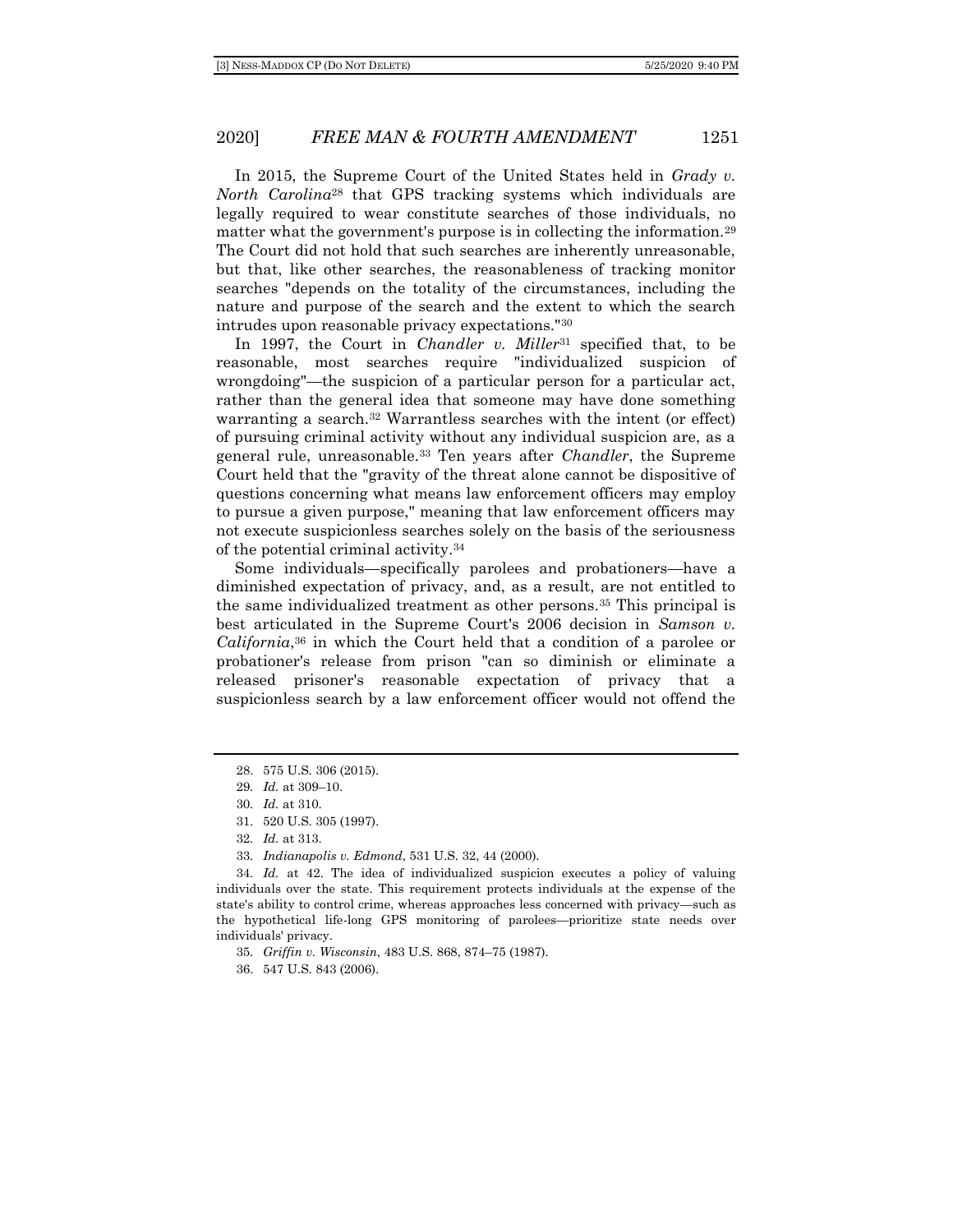In 2015, the Supreme Court of the United States held in *Grady v. North Carolina*[28] that GPS tracking systems which individuals are legally required to wear constitute searches of those individuals, no matter what the government's purpose is in collecting the information.[29] The Court did not hold that such searches are inherently unreasonable, but that, like other searches, the reasonableness of tracking monitor searches "depends on the totality of the circumstances, including the nature and purpose of the search and the extent to which the search intrudes upon reasonable privacy expectations."[30]

In 1997, the Court in *Chandler v. Miller*[31] specified that, to be reasonable, most searches require "individualized suspicion of wrongdoing"—the suspicion of a particular person for a particular act, rather than the general idea that someone may have done something warranting a search.[32] Warrantless searches with the intent (or effect) of pursuing criminal activity without any individual suspicion are, as a general rule, unreasonable.[33] Ten years after *Chandler*, the Supreme Court held that the "gravity of the threat alone cannot be dispositive of questions concerning what means law enforcement officers may employ to pursue a given purpose," meaning that law enforcement officers may not execute suspicionless searches solely on the basis of the seriousness of the potential criminal activity.[34]

Some individuals—specifically parolees and probationers—have a diminished expectation of privacy, and, as a result, are not entitled to the same individualized treatment as other persons.[35] This principal is best articulated in the Supreme Court's 2006 decision in *Samson v. California*,[36] in which the Court held that a condition of a parolee or probationer's release from prison "can so diminish or eliminate a released prisoner's reasonable expectation of privacy that a suspicionless search by a law enforcement officer would not offend the

---

28. 575 U.S. 306 (2015).

29. *Id.* at 309–10.

30. *Id.* at 310.

31. 520 U.S. 305 (1997).

32. *Id.* at 313.

33. *Indianapolis v. Edmond*, 531 U.S. 32, 44 (2000).

34. *Id.* at 42. The idea of individualized suspicion executes a policy of valuing individuals over the state. This requirement protects individuals at the expense of the state's ability to control crime, whereas approaches less concerned with privacy—such as the hypothetical life-long GPS monitoring of parolees—prioritize state needs over individuals' privacy.

35. *Griffin v. Wisconsin*, 483 U.S. 868, 874–75 (1987).

36. 547 U.S. 843 (2006).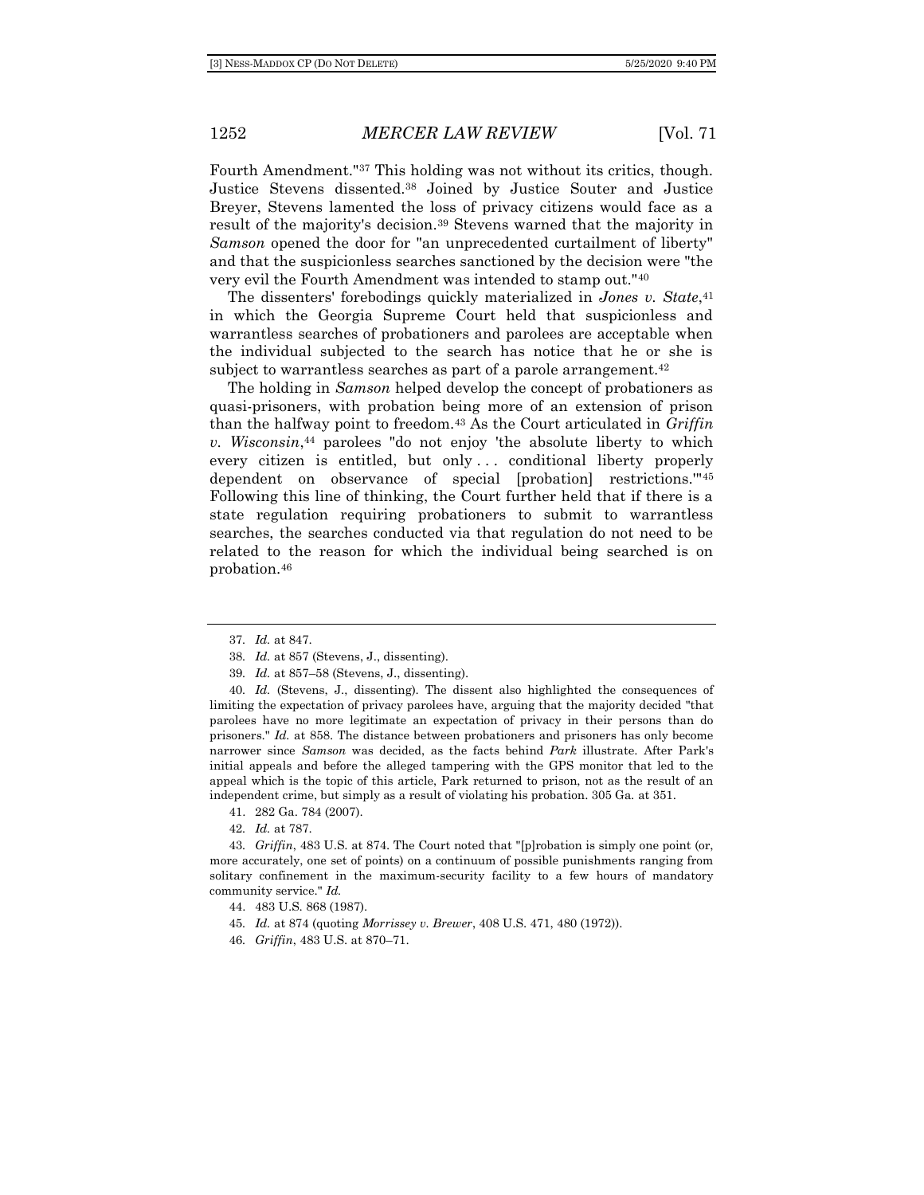Fourth Amendment."[37] This holding was not without its critics, though. Justice Stevens dissented.[38] Joined by Justice Souter and Justice Breyer, Stevens lamented the loss of privacy citizens would face as a result of the majority's decision.[39] Stevens warned that the majority in *Samson* opened the door for "an unprecedented curtailment of liberty" and that the suspicionless searches sanctioned by the decision were "the very evil the Fourth Amendment was intended to stamp out."[40]

The dissenters' forebodings quickly materialized in *Jones v. State*,[41] in which the Georgia Supreme Court held that suspicionless and warrantless searches of probationers and parolees are acceptable when the individual subjected to the search has notice that he or she is subject to warrantless searches as part of a parole arrangement.[42]

The holding in *Samson* helped develop the concept of probationers as quasi-prisoners, with probation being more of an extension of prison than the halfway point to freedom.[43] As the Court articulated in *Griffin v. Wisconsin*,[44] parolees "do not enjoy 'the absolute liberty to which every citizen is entitled, but only . . . conditional liberty properly dependent on observance of special [probation] restrictions.'"[45] Following this line of thinking, the Court further held that if there is a state regulation requiring probationers to submit to warrantless searches, the searches conducted via that regulation do not need to be related to the reason for which the individual being searched is on probation.[46]

---

37. *Id.* at 847.

38. *Id.* at 857 (Stevens, J., dissenting).

39. *Id.* at 857–58 (Stevens, J., dissenting).

40. *Id.* (Stevens, J., dissenting). The dissent also highlighted the consequences of limiting the expectation of privacy parolees have, arguing that the majority decided "that parolees have no more legitimate an expectation of privacy in their persons than do prisoners." *Id.* at 858. The distance between probationers and prisoners has only become narrower since *Samson* was decided, as the facts behind *Park* illustrate. After Park's initial appeals and before the alleged tampering with the GPS monitor that led to the appeal which is the topic of this article, Park returned to prison, not as the result of an independent crime, but simply as a result of violating his probation. 305 Ga. at 351.

41. 282 Ga. 784 (2007).

42. *Id.* at 787.

43. *Griffin*, 483 U.S. at 874. The Court noted that "[p]robation is simply one point (or, more accurately, one set of points) on a continuum of possible punishments ranging from solitary confinement in the maximum-security facility to a few hours of mandatory community service." *Id.*

44. 483 U.S. 868 (1987).

45. *Id.* at 874 (quoting *Morrissey v. Brewer*, 408 U.S. 471, 480 (1972)).

46. *Griffin*, 483 U.S. at 870–71.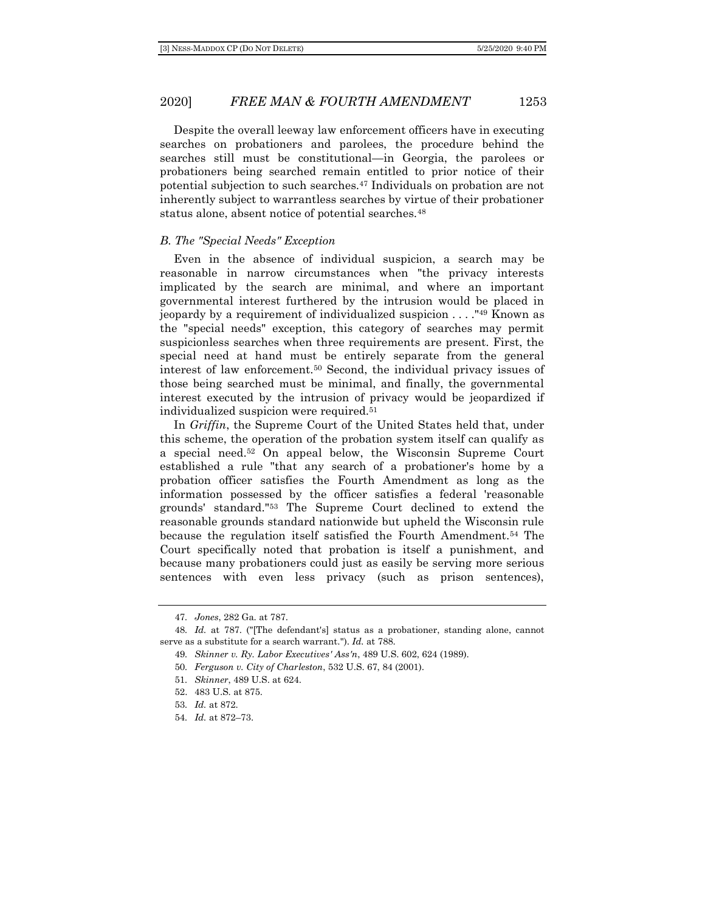Despite the overall leeway law enforcement officers have in executing searches on probationers and parolees, the procedure behind the searches still must be constitutional—in Georgia, the parolees or probationers being searched remain entitled to prior notice of their potential subjection to such searches.[47] Individuals on probation are not inherently subject to warrantless searches by virtue of their probationer status alone, absent notice of potential searches.[48]

### *B. The "Special Needs" Exception*

Even in the absence of individual suspicion, a search may be reasonable in narrow circumstances when "the privacy interests implicated by the search are minimal, and where an important governmental interest furthered by the intrusion would be placed in jeopardy by a requirement of individualized suspicion . . . ."[49] Known as the "special needs" exception, this category of searches may permit suspicionless searches when three requirements are present. First, the special need at hand must be entirely separate from the general interest of law enforcement.[50] Second, the individual privacy issues of those being searched must be minimal, and finally, the governmental interest executed by the intrusion of privacy would be jeopardized if individualized suspicion were required.[51]

In *Griffin*, the Supreme Court of the United States held that, under this scheme, the operation of the probation system itself can qualify as a special need.[52] On appeal below, the Wisconsin Supreme Court established a rule "that any search of a probationer's home by a probation officer satisfies the Fourth Amendment as long as the information possessed by the officer satisfies a federal 'reasonable grounds' standard."[53] The Supreme Court declined to extend the reasonable grounds standard nationwide but upheld the Wisconsin rule because the regulation itself satisfied the Fourth Amendment.[54] The Court specifically noted that probation is itself a punishment, and because many probationers could just as easily be serving more serious sentences with even less privacy (such as prison sentences),

---

47. *Jones*, 282 Ga. at 787.

48. *Id.* at 787. ("[The defendant's] status as a probationer, standing alone, cannot serve as a substitute for a search warrant."). *Id.* at 788.

49. *Skinner v. Ry. Labor Executives' Ass'n*, 489 U.S. 602, 624 (1989).

50. *Ferguson v. City of Charleston*, 532 U.S. 67, 84 (2001).

51. *Skinner*, 489 U.S. at 624.

52. 483 U.S. at 875.

53. *Id.* at 872.

54. *Id.* at 872–73.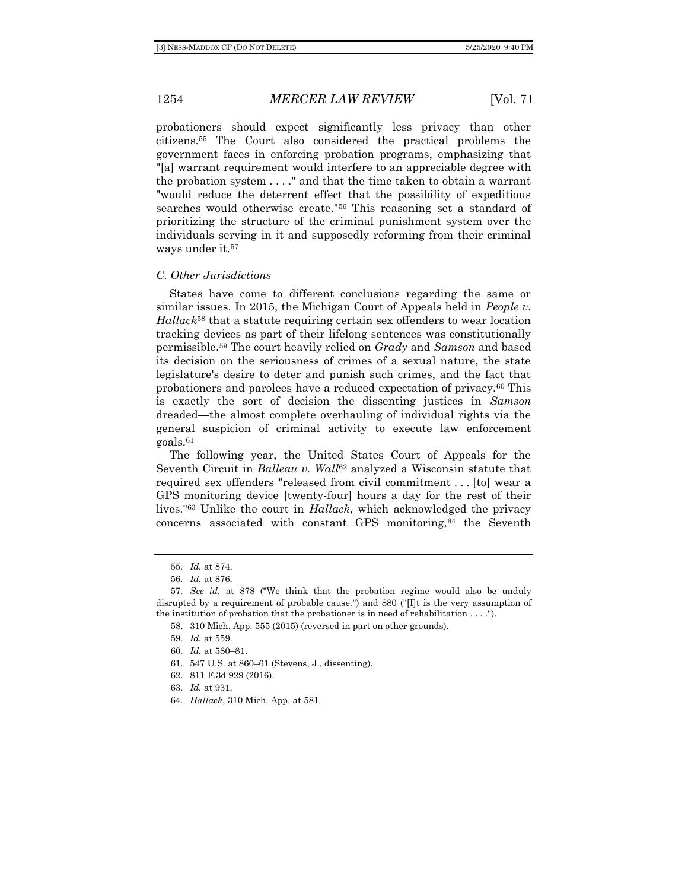probationers should expect significantly less privacy than other citizens.[55] The Court also considered the practical problems the government faces in enforcing probation programs, emphasizing that "[a] warrant requirement would interfere to an appreciable degree with the probation system . . . ." and that the time taken to obtain a warrant "would reduce the deterrent effect that the possibility of expeditious searches would otherwise create."[56] This reasoning set a standard of prioritizing the structure of the criminal punishment system over the individuals serving in it and supposedly reforming from their criminal ways under it.[57]

### *C. Other Jurisdictions*

States have come to different conclusions regarding the same or similar issues. In 2015, the Michigan Court of Appeals held in *People v. Hallack*[58] that a statute requiring certain sex offenders to wear location tracking devices as part of their lifelong sentences was constitutionally permissible.[59] The court heavily relied on *Grady* and *Samson* and based its decision on the seriousness of crimes of a sexual nature, the state legislature's desire to deter and punish such crimes, and the fact that probationers and parolees have a reduced expectation of privacy.[60] This is exactly the sort of decision the dissenting justices in *Samson* dreaded—the almost complete overhauling of individual rights via the general suspicion of criminal activity to execute law enforcement goals.[61]

The following year, the United States Court of Appeals for the Seventh Circuit in *Balleau v. Wall*[62] analyzed a Wisconsin statute that required sex offenders "released from civil commitment . . . [to] wear a GPS monitoring device [twenty-four] hours a day for the rest of their lives."[63] Unlike the court in *Hallack*, which acknowledged the privacy concerns associated with constant GPS monitoring,[64] the Seventh

---

55. *Id.* at 874.

56. *Id.* at 876.

57. *See id.* at 878 ("We think that the probation regime would also be unduly disrupted by a requirement of probable cause.") and 880 ("[I]t is the very assumption of the institution of probation that the probationer is in need of rehabilitation . . . .").

58. 310 Mich. App. 555 (2015) (reversed in part on other grounds).

59. *Id.* at 559.

60. *Id.* at 580–81.

61. 547 U.S. at 860–61 (Stevens, J., dissenting).

62. 811 F.3d 929 (2016).

63. *Id.* at 931.

64. *Hallack*, 310 Mich. App. at 581.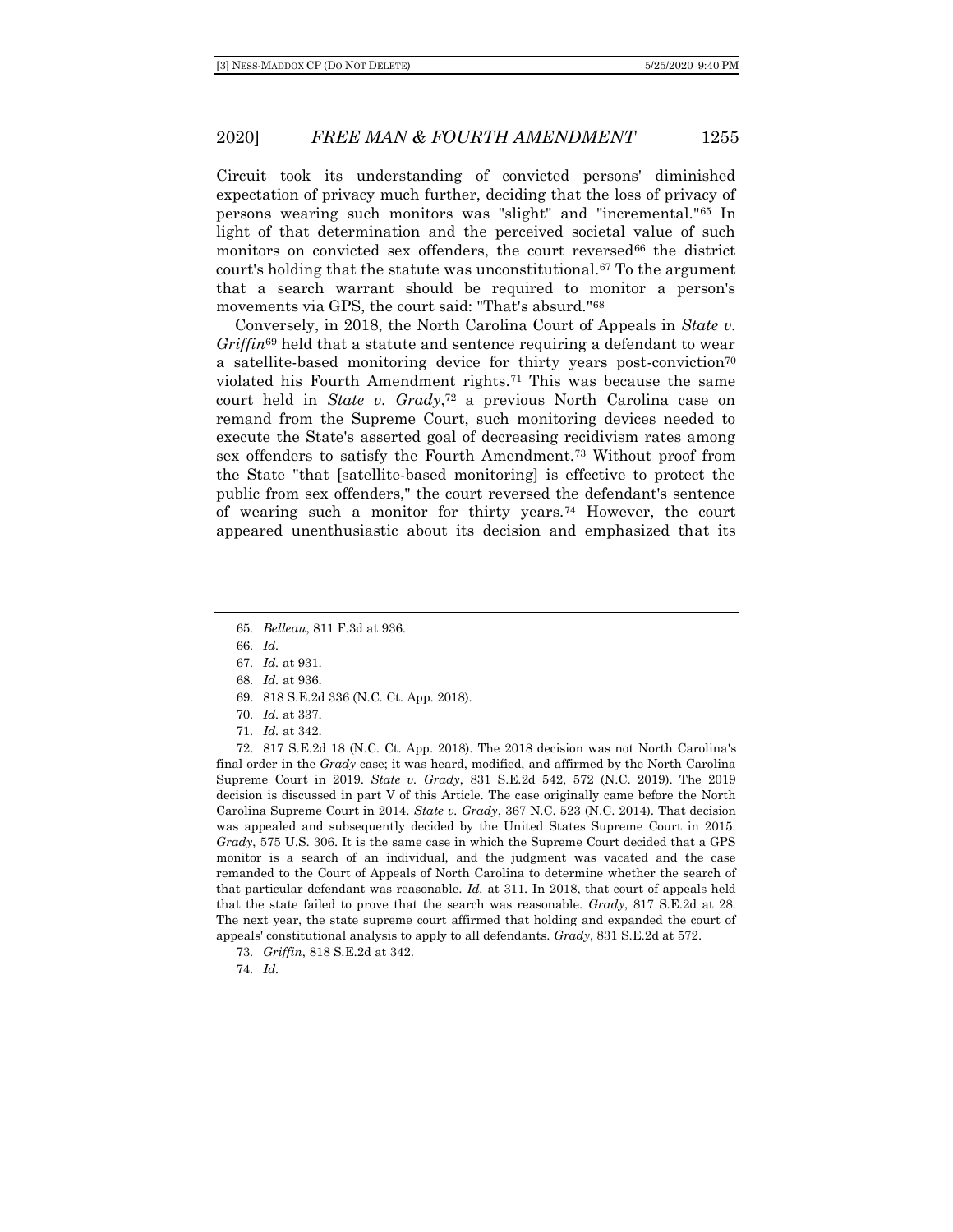Circuit took its understanding of convicted persons' diminished expectation of privacy much further, deciding that the loss of privacy of persons wearing such monitors was "slight" and "incremental."[65] In light of that determination and the perceived societal value of such monitors on convicted sex offenders, the court reversed[66] the district court's holding that the statute was unconstitutional.[67] To the argument that a search warrant should be required to monitor a person's movements via GPS, the court said: "That's absurd."[68]

Conversely, in 2018, the North Carolina Court of Appeals in *State v. Griffin*[69] held that a statute and sentence requiring a defendant to wear a satellite-based monitoring device for thirty years post-conviction[70] violated his Fourth Amendment rights.[71] This was because the same court held in *State v. Grady*,[72] a previous North Carolina case on remand from the Supreme Court, such monitoring devices needed to execute the State's asserted goal of decreasing recidivism rates among sex offenders to satisfy the Fourth Amendment.[73] Without proof from the State "that [satellite-based monitoring] is effective to protect the public from sex offenders," the court reversed the defendant's sentence of wearing such a monitor for thirty years.[74] However, the court appeared unenthusiastic about its decision and emphasized that its

---

65. *Belleau*, 811 F.3d at 936.

66. *Id.*

67. *Id.* at 931.

68. *Id.* at 936.

69. 818 S.E.2d 336 (N.C. Ct. App. 2018).

70. *Id.* at 337.

71. *Id.* at 342.

72. 817 S.E.2d 18 (N.C. Ct. App. 2018). The 2018 decision was not North Carolina's final order in the *Grady* case; it was heard, modified, and affirmed by the North Carolina Supreme Court in 2019. *State v. Grady*, 831 S.E.2d 542, 572 (N.C. 2019). The 2019 decision is discussed in part V of this Article. The case originally came before the North Carolina Supreme Court in 2014. *State v. Grady*, 367 N.C. 523 (N.C. 2014). That decision was appealed and subsequently decided by the United States Supreme Court in 2015. *Grady*, 575 U.S. 306. It is the same case in which the Supreme Court decided that a GPS monitor is a search of an individual, and the judgment was vacated and the case remanded to the Court of Appeals of North Carolina to determine whether the search of that particular defendant was reasonable. *Id.* at 311. In 2018, that court of appeals held that the state failed to prove that the search was reasonable. *Grady*, 817 S.E.2d at 28. The next year, the state supreme court affirmed that holding and expanded the court of appeals' constitutional analysis to apply to all defendants. *Grady*, 831 S.E.2d at 572.

73. *Griffin*, 818 S.E.2d at 342.

74. *Id.*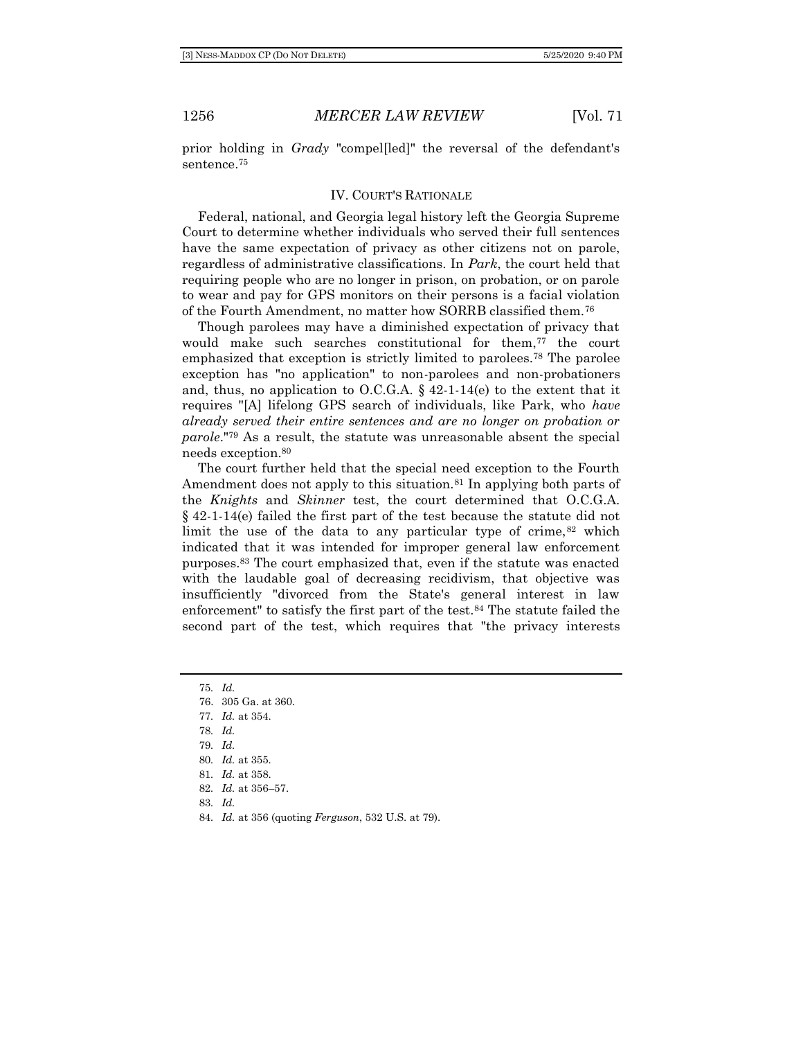prior holding in *Grady* "compel[led]" the reversal of the defendant's sentence.[75]

## IV. COURT'S RATIONALE

Federal, national, and Georgia legal history left the Georgia Supreme Court to determine whether individuals who served their full sentences have the same expectation of privacy as other citizens not on parole, regardless of administrative classifications. In *Park*, the court held that requiring people who are no longer in prison, on probation, or on parole to wear and pay for GPS monitors on their persons is a facial violation of the Fourth Amendment, no matter how SORRB classified them.[76]

Though parolees may have a diminished expectation of privacy that would make such searches constitutional for them,[77] the court emphasized that exception is strictly limited to parolees.[78] The parolee exception has "no application" to non-parolees and non-probationers and, thus, no application to O.C.G.A. § 42-1-14(e) to the extent that it requires "[A] lifelong GPS search of individuals, like Park, who *have already served their entire sentences and are no longer on probation or parole*."[79] As a result, the statute was unreasonable absent the special needs exception.[80]

The court further held that the special need exception to the Fourth Amendment does not apply to this situation.[81] In applying both parts of the *Knights* and *Skinner* test, the court determined that O.C.G.A. § 42-1-14(e) failed the first part of the test because the statute did not limit the use of the data to any particular type of crime,[82] which indicated that it was intended for improper general law enforcement purposes.[83] The court emphasized that, even if the statute was enacted with the laudable goal of decreasing recidivism, that objective was insufficiently "divorced from the State's general interest in law enforcement" to satisfy the first part of the test.[84] The statute failed the second part of the test, which requires that "the privacy interests

---

75. *Id.*
76. 305 Ga. at 360.
77. *Id.* at 354.
78. *Id.*
79. *Id.*
80. *Id.* at 355.
81. *Id.* at 358.
82. *Id.* at 356–57.
83. *Id.*
84. *Id.* at 356 (quoting *Ferguson*, 532 U.S. at 79).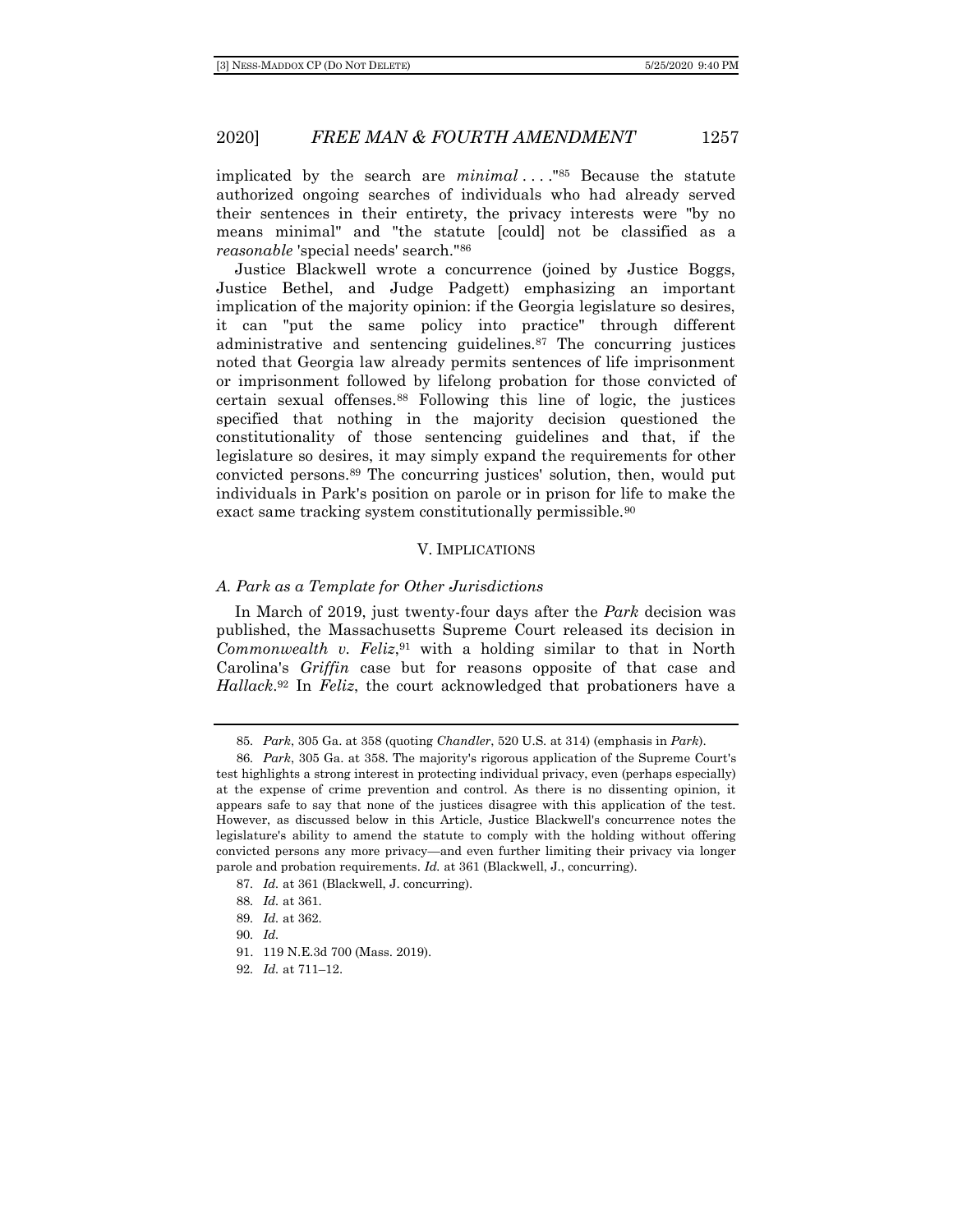implicated by the search are *minimal* . . . ."[85] Because the statute authorized ongoing searches of individuals who had already served their sentences in their entirety, the privacy interests were "by no means minimal" and "the statute [could] not be classified as a *reasonable* 'special needs' search."[86]

Justice Blackwell wrote a concurrence (joined by Justice Boggs, Justice Bethel, and Judge Padgett) emphasizing an important implication of the majority opinion: if the Georgia legislature so desires, it can "put the same policy into practice" through different administrative and sentencing guidelines.[87] The concurring justices noted that Georgia law already permits sentences of life imprisonment or imprisonment followed by lifelong probation for those convicted of certain sexual offenses.[88] Following this line of logic, the justices specified that nothing in the majority decision questioned the constitutionality of those sentencing guidelines and that, if the legislature so desires, it may simply expand the requirements for other convicted persons.[89] The concurring justices' solution, then, would put individuals in Park's position on parole or in prison for life to make the exact same tracking system constitutionally permissible.[90]

## V. IMPLICATIONS

### A. Park as a Template for Other Jurisdictions

In March of 2019, just twenty-four days after the *Park* decision was published, the Massachusetts Supreme Court released its decision in *Commonwealth v. Feliz*,[91] with a holding similar to that in North Carolina's *Griffin* case but for reasons opposite of that case and *Hallack*.[92] In *Feliz*, the court acknowledged that probationers have a

---

85. *Park*, 305 Ga. at 358 (quoting *Chandler*, 520 U.S. at 314) (emphasis in *Park*).

86. *Park*, 305 Ga. at 358. The majority's rigorous application of the Supreme Court's test highlights a strong interest in protecting individual privacy, even (perhaps especially) at the expense of crime prevention and control. As there is no dissenting opinion, it appears safe to say that none of the justices disagree with this application of the test. However, as discussed below in this Article, Justice Blackwell's concurrence notes the legislature's ability to amend the statute to comply with the holding without offering convicted persons any more privacy—and even further limiting their privacy via longer parole and probation requirements. *Id.* at 361 (Blackwell, J., concurring).

87. *Id.* at 361 (Blackwell J. concurring).

88. *Id.* at 361.

89. *Id.* at 362.

90. *Id.*

91. 119 N.E.3d 700 (Mass. 2019).

92. *Id.* at 711–12.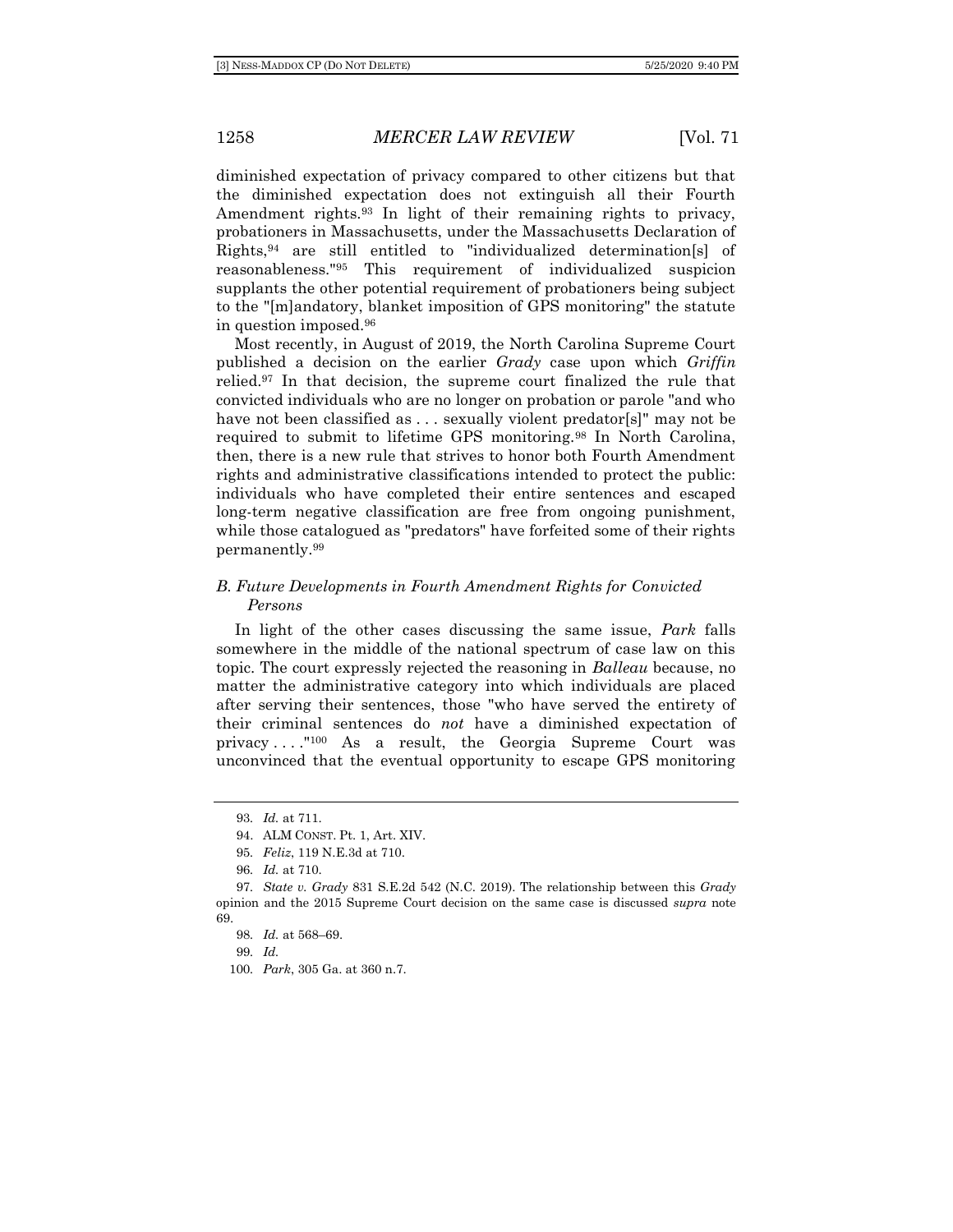diminished expectation of privacy compared to other citizens but that the diminished expectation does not extinguish all their Fourth Amendment rights.[93] In light of their remaining rights to privacy, probationers in Massachusetts, under the Massachusetts Declaration of Rights,[94] are still entitled to "individualized determination[s] of reasonableness."[95] This requirement of individualized suspicion supplants the other potential requirement of probationers being subject to the "[m]andatory, blanket imposition of GPS monitoring" the statute in question imposed.[96]

Most recently, in August of 2019, the North Carolina Supreme Court published a decision on the earlier *Grady* case upon which *Griffin* relied.[97] In that decision, the supreme court finalized the rule that convicted individuals who are no longer on probation or parole "and who have not been classified as . . . sexually violent predator[s]" may not be required to submit to lifetime GPS monitoring.[98] In North Carolina, then, there is a new rule that strives to honor both Fourth Amendment rights and administrative classifications intended to protect the public: individuals who have completed their entire sentences and escaped long-term negative classification are free from ongoing punishment, while those catalogued as "predators" have forfeited some of their rights permanently.[99]

### *B. Future Developments in Fourth Amendment Rights for Convicted Persons*

In light of the other cases discussing the same issue, *Park* falls somewhere in the middle of the national spectrum of case law on this topic. The court expressly rejected the reasoning in *Balleau* because, no matter the administrative category into which individuals are placed after serving their sentences, those "who have served the entirety of their criminal sentences do *not* have a diminished expectation of privacy . . . ."[100] As a result, the Georgia Supreme Court was unconvinced that the eventual opportunity to escape GPS monitoring

---

93. *Id.* at 711.

94. ALM CONST. Pt. 1, Art. XIV.

95. *Feliz*, 119 N.E.3d at 710.

96. *Id.* at 710.

97. *State v. Grady* 831 S.E.2d 542 (N.C. 2019). The relationship between this *Grady* opinion and the 2015 Supreme Court decision on the same case is discussed *supra* note 69.

98. *Id.* at 568–69.

99. *Id.*

100. *Park*, 305 Ga. at 360 n.7.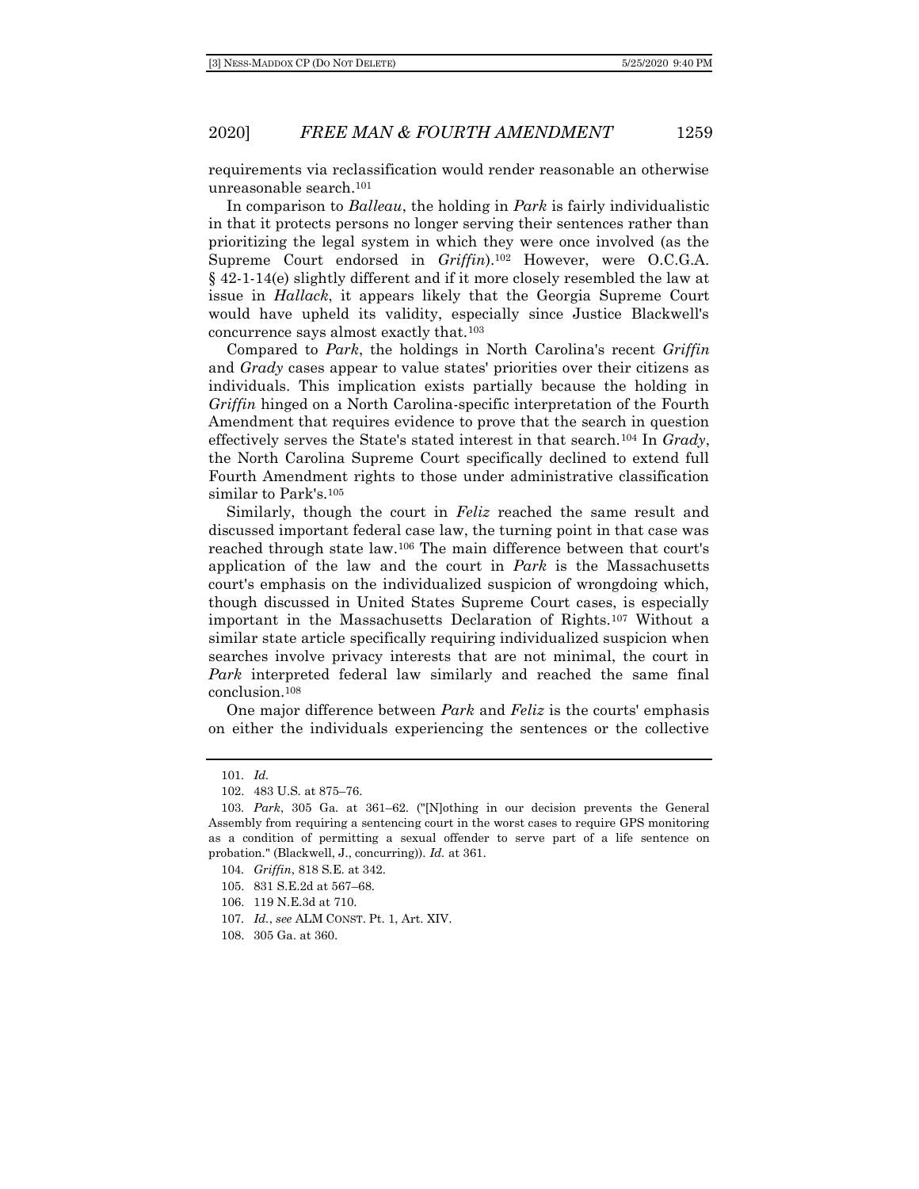requirements via reclassification would render reasonable an otherwise unreasonable search.[101]

In comparison to *Balleau*, the holding in *Park* is fairly individualistic in that it protects persons no longer serving their sentences rather than prioritizing the legal system in which they were once involved (as the Supreme Court endorsed in *Griffin*).[102] However, were O.C.G.A. § 42-1-14(e) slightly different and if it more closely resembled the law at issue in *Hallack*, it appears likely that the Georgia Supreme Court would have upheld its validity, especially since Justice Blackwell's concurrence says almost exactly that.[103]

Compared to *Park*, the holdings in North Carolina's recent *Griffin* and *Grady* cases appear to value states' priorities over their citizens as individuals. This implication exists partially because the holding in *Griffin* hinged on a North Carolina-specific interpretation of the Fourth Amendment that requires evidence to prove that the search in question effectively serves the State's stated interest in that search.[104] In *Grady*, the North Carolina Supreme Court specifically declined to extend full Fourth Amendment rights to those under administrative classification similar to Park's.[105]

Similarly, though the court in *Feliz* reached the same result and discussed important federal case law, the turning point in that case was reached through state law.[106] The main difference between that court's application of the law and the court in *Park* is the Massachusetts court's emphasis on the individualized suspicion of wrongdoing which, though discussed in United States Supreme Court cases, is especially important in the Massachusetts Declaration of Rights.[107] Without a similar state article specifically requiring individualized suspicion when searches involve privacy interests that are not minimal, the court in *Park* interpreted federal law similarly and reached the same final conclusion.[108]

One major difference between *Park* and *Feliz* is the courts' emphasis on either the individuals experiencing the sentences or the collective

---

101. *Id.*

102. 483 U.S. at 875–76.

103. *Park*, 305 Ga. at 361–62. ("[N]othing in our decision prevents the General Assembly from requiring a sentencing court in the worst cases to require GPS monitoring as a condition of permitting a sexual offender to serve part of a life sentence on probation." (Blackwell, J., concurring)). *Id.* at 361.

104. *Griffin*, 818 S.E. at 342.

105. 831 S.E.2d at 567–68.

106. 119 N.E.3d at 710.

107. *Id.*, *see* ALM CONST. Pt. 1, Art. XIV.

108. 305 Ga. at 360.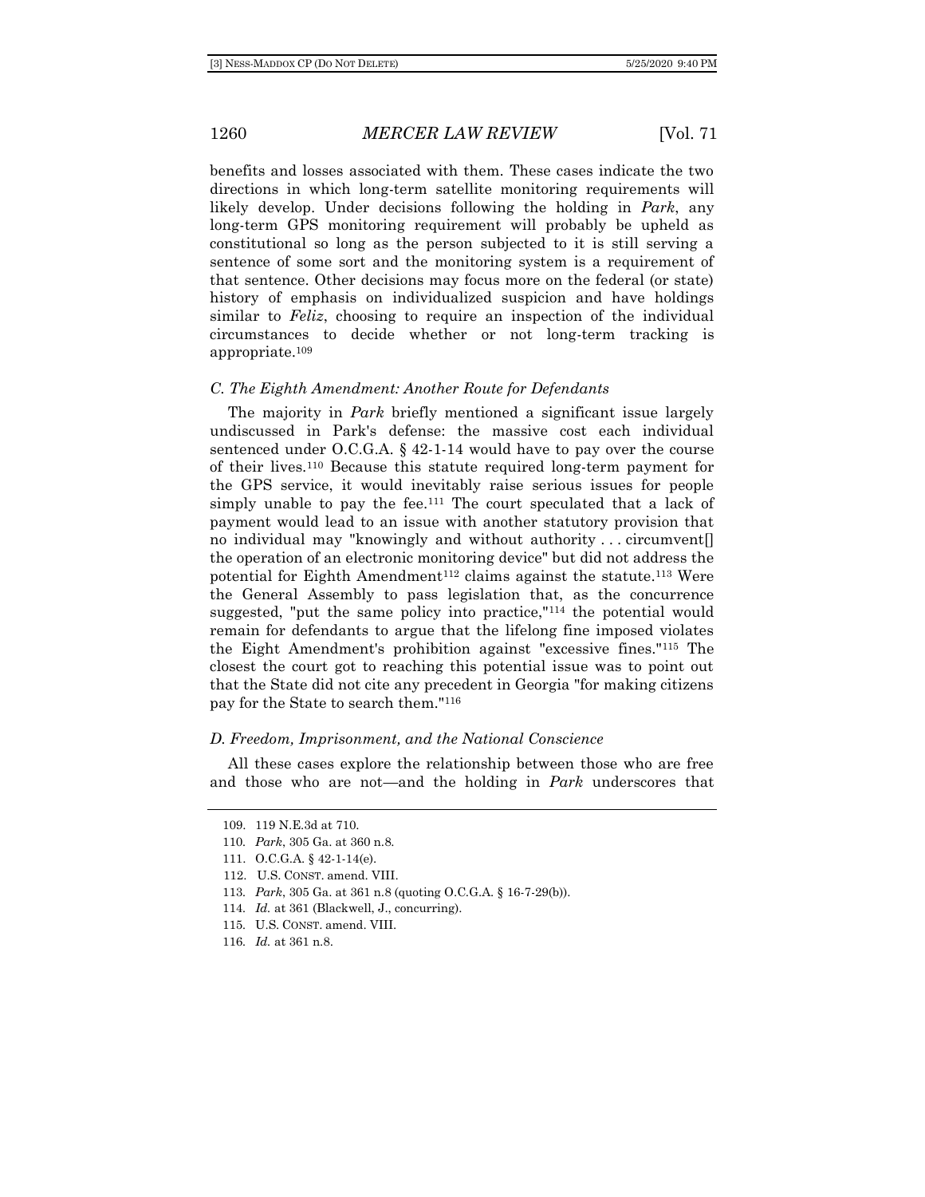benefits and losses associated with them. These cases indicate the two directions in which long-term satellite monitoring requirements will likely develop. Under decisions following the holding in *Park*, any long-term GPS monitoring requirement will probably be upheld as constitutional so long as the person subjected to it is still serving a sentence of some sort and the monitoring system is a requirement of that sentence. Other decisions may focus more on the federal (or state) history of emphasis on individualized suspicion and have holdings similar to *Feliz*, choosing to require an inspection of the individual circumstances to decide whether or not long-term tracking is appropriate.[109]

### *C. The Eighth Amendment: Another Route for Defendants*

The majority in *Park* briefly mentioned a significant issue largely undiscussed in Park's defense: the massive cost each individual sentenced under O.C.G.A. § 42-1-14 would have to pay over the course of their lives.[110] Because this statute required long-term payment for the GPS service, it would inevitably raise serious issues for people simply unable to pay the fee.[111] The court speculated that a lack of payment would lead to an issue with another statutory provision that no individual may "knowingly and without authority . . . circumvent[] the operation of an electronic monitoring device" but did not address the potential for Eighth Amendment[112] claims against the statute.[113] Were the General Assembly to pass legislation that, as the concurrence suggested, "put the same policy into practice,"[114] the potential would remain for defendants to argue that the lifelong fine imposed violates the Eight Amendment's prohibition against "excessive fines."[115] The closest the court got to reaching this potential issue was to point out that the State did not cite any precedent in Georgia "for making citizens pay for the State to search them."[116]

### *D. Freedom, Imprisonment, and the National Conscience*

All these cases explore the relationship between those who are free and those who are not—and the holding in *Park* underscores that

---

109. 119 N.E.3d at 710.

110. *Park*, 305 Ga. at 360 n.8.

111. O.C.G.A. § 42-1-14(e).

112. U.S. CONST. amend. VIII.

113. *Park*, 305 Ga. at 361 n.8 (quoting O.C.G.A. § 16-7-29(b)).

114. *Id.* at 361 (Blackwell, J., concurring).

115. U.S. CONST. amend. VIII.

116. *Id.* at 361 n.8.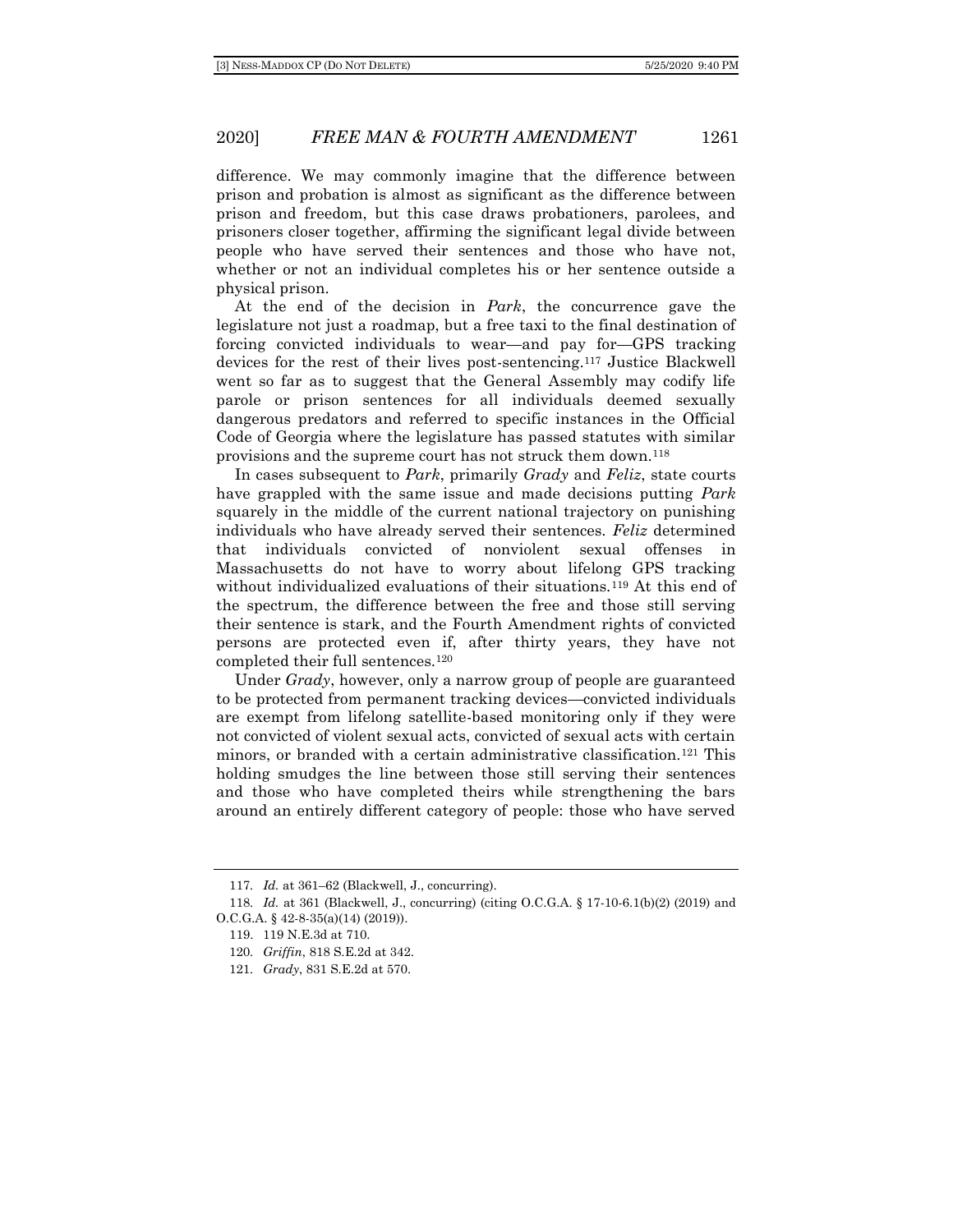difference. We may commonly imagine that the difference between prison and probation is almost as significant as the difference between prison and freedom, but this case draws probationers, parolees, and prisoners closer together, affirming the significant legal divide between people who have served their sentences and those who have not, whether or not an individual completes his or her sentence outside a physical prison.

At the end of the decision in *Park*, the concurrence gave the legislature not just a roadmap, but a free taxi to the final destination of forcing convicted individuals to wear—and pay for—GPS tracking devices for the rest of their lives post-sentencing.[117] Justice Blackwell went so far as to suggest that the General Assembly may codify life parole or prison sentences for all individuals deemed sexually dangerous predators and referred to specific instances in the Official Code of Georgia where the legislature has passed statutes with similar provisions and the supreme court has not struck them down.[118]

In cases subsequent to *Park*, primarily *Grady* and *Feliz*, state courts have grappled with the same issue and made decisions putting *Park* squarely in the middle of the current national trajectory on punishing individuals who have already served their sentences. *Feliz* determined that individuals convicted of nonviolent sexual offenses in Massachusetts do not have to worry about lifelong GPS tracking without individualized evaluations of their situations.[119] At this end of the spectrum, the difference between the free and those still serving their sentence is stark, and the Fourth Amendment rights of convicted persons are protected even if, after thirty years, they have not completed their full sentences.[120]

Under *Grady*, however, only a narrow group of people are guaranteed to be protected from permanent tracking devices—convicted individuals are exempt from lifelong satellite-based monitoring only if they were not convicted of violent sexual acts, convicted of sexual acts with certain minors, or branded with a certain administrative classification.[121] This holding smudges the line between those still serving their sentences and those who have completed theirs while strengthening the bars around an entirely different category of people: those who have served

---

117. *Id.* at 361–62 (Blackwell, J., concurring).

118. *Id.* at 361 (Blackwell, J., concurring) (citing O.C.G.A. § 17-10-6.1(b)(2) (2019) and O.C.G.A. § 42-8-35(a)(14) (2019)).

119. 119 N.E.3d at 710.

120. *Griffin*, 818 S.E.2d at 342.

121. *Grady*, 831 S.E.2d at 570.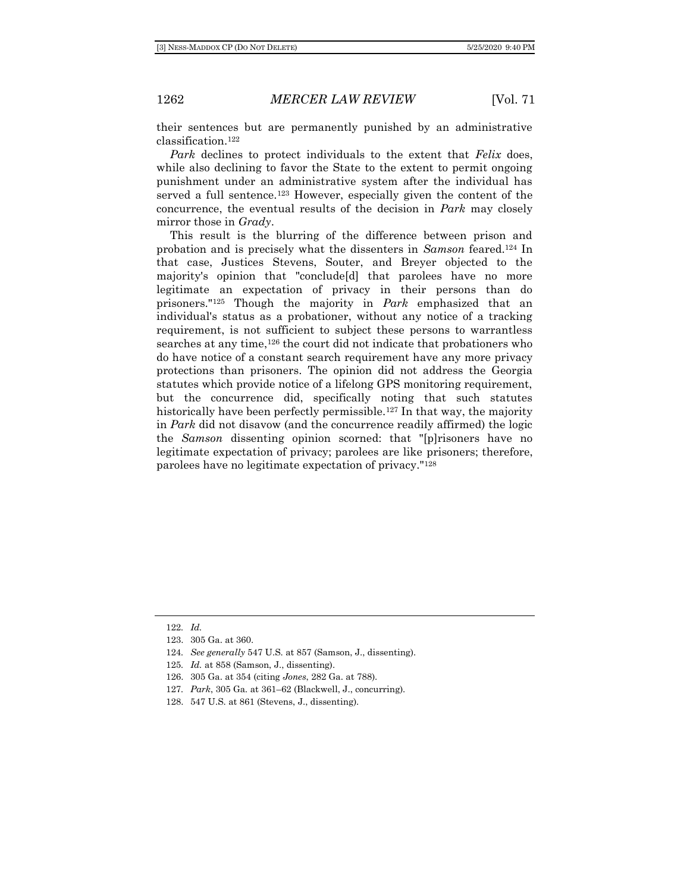their sentences but are permanently punished by an administrative classification.[122]

*Park* declines to protect individuals to the extent that *Felix* does, while also declining to favor the State to the extent to permit ongoing punishment under an administrative system after the individual has served a full sentence.[123] However, especially given the content of the concurrence, the eventual results of the decision in *Park* may closely mirror those in *Grady*.

This result is the blurring of the difference between prison and probation and is precisely what the dissenters in *Samson* feared.[124] In that case, Justices Stevens, Souter, and Breyer objected to the majority's opinion that "conclude[d] that parolees have no more legitimate an expectation of privacy in their persons than do prisoners."[125] Though the majority in *Park* emphasized that an individual's status as a probationer, without any notice of a tracking requirement, is not sufficient to subject these persons to warrantless searches at any time,[126] the court did not indicate that probationers who do have notice of a constant search requirement have any more privacy protections than prisoners. The opinion did not address the Georgia statutes which provide notice of a lifelong GPS monitoring requirement, but the concurrence did, specifically noting that such statutes historically have been perfectly permissible.[127] In that way, the majority in *Park* did not disavow (and the concurrence readily affirmed) the logic the *Samson* dissenting opinion scorned: that "[p]risoners have no legitimate expectation of privacy; parolees are like prisoners; therefore, parolees have no legitimate expectation of privacy."[128]

---

122. *Id.*

123. 305 Ga. at 360.

124. *See generally* 547 U.S. at 857 (Samson, J., dissenting).

125. *Id.* at 858 (Samson, J., dissenting).

126. 305 Ga. at 354 (citing *Jones*, 282 Ga. at 788).

127. *Park*, 305 Ga. at 361–62 (Blackwell, J., concurring).

128. 547 U.S. at 861 (Stevens, J., dissenting).